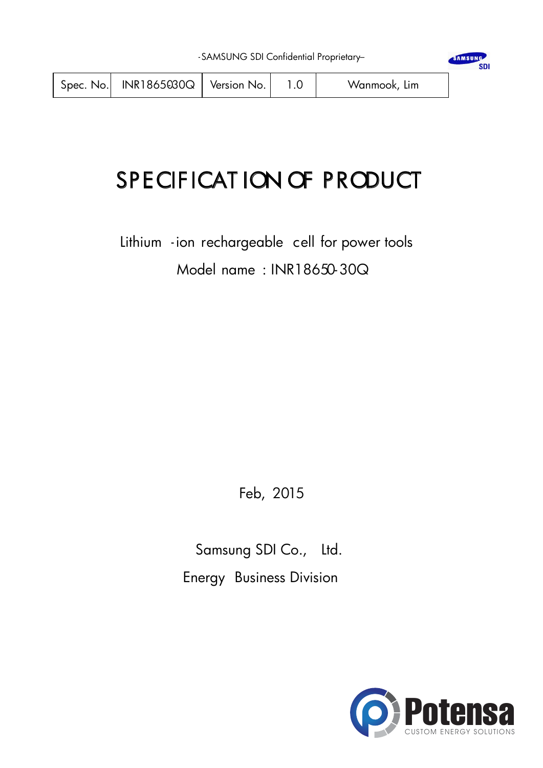-SAMSUNG SDI Confidential Proprietary–

| Spec. No. | INR1865030Q | Version No. | 1.0 | Wanmook, Lim |
|---|---|---|---|---|

# SPECIFICATION OF PRODUCT

Lithium -ion rechargeable cell for power tools

Model name : INR18650-30Q

Feb, 2015

Samsung SDI Co., Ltd.

Energy Business Division

Potensa
CUSTOM ENERGY SOLUTIONS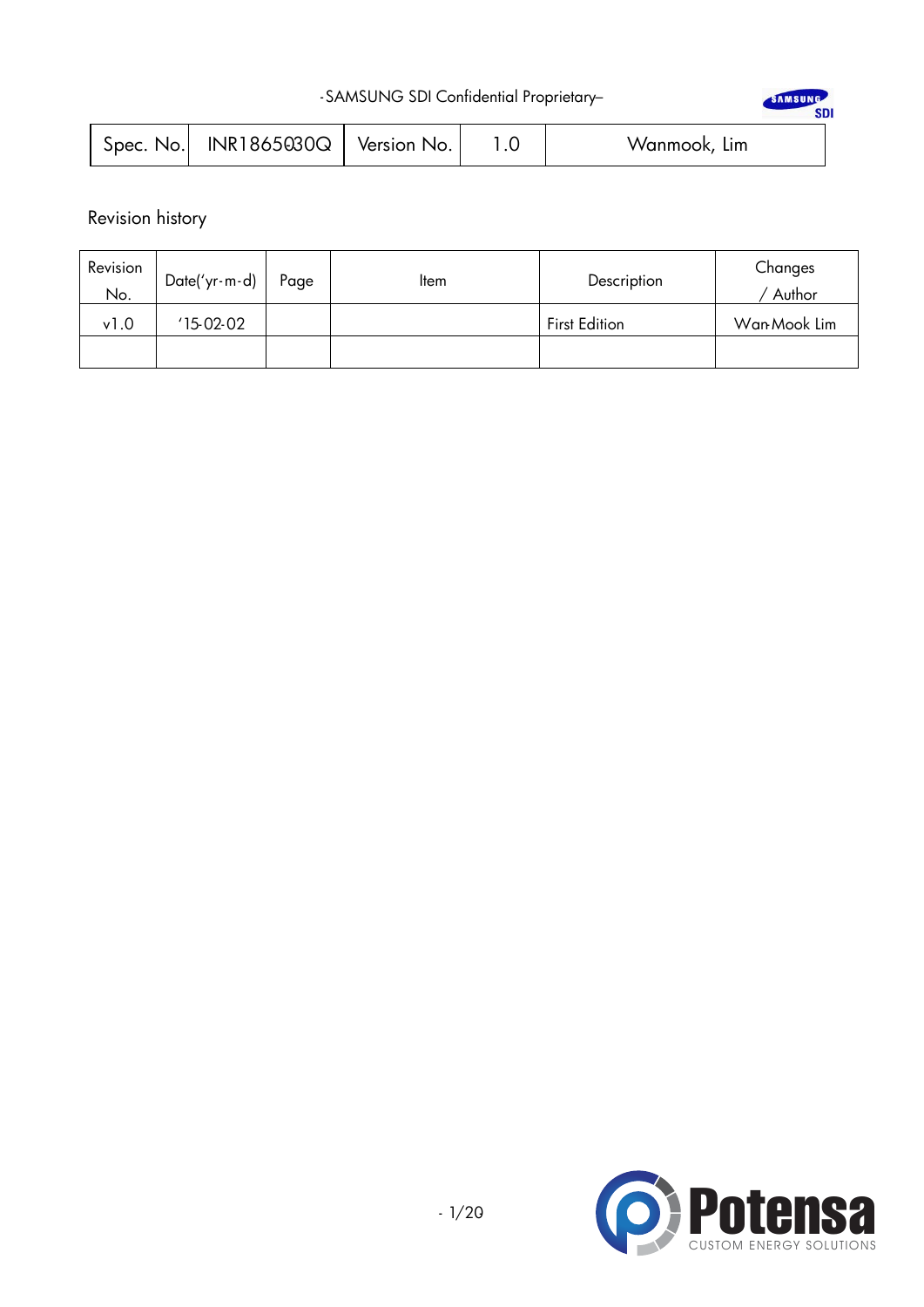| Spec. No. | INR18650-30Q | Version No. | 1.0 | Wanmook, Lim |
|---|---|---|---|---|

Revision history

| Revision No. | Date('yr-m-d) | Page | Item | Description | Changes / Author |
|---|---|---|---|---|---|
| v1.0 | '15-02-02 | | | First Edition | Wan-Mook Lim |
| | | | | | |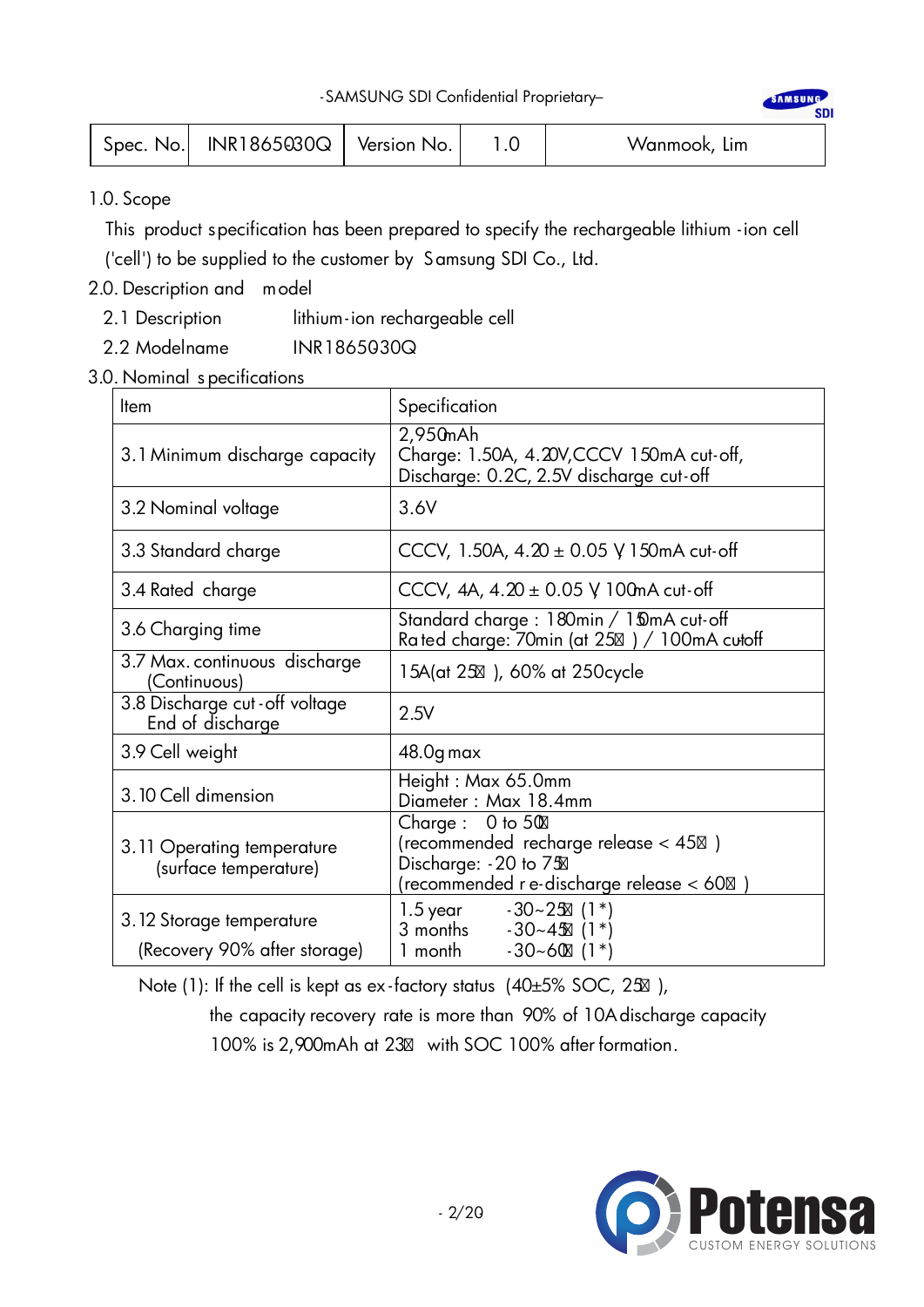| Spec. No. | INR18650-30Q | Version No. | 1.0 | Wanmook, Lim |
|---|---|---|---|---|

1.0. Scope

This product specification has been prepared to specify the rechargeable lithium-ion cell ('cell') to be supplied to the customer by Samsung SDI Co., Ltd.

2.0. Description and model

2.1 Description lithium-ion rechargeable cell

2.2 Modelname INR18650-30Q

3.0. Nominal specifications

| Item | Specification |
|---|---|
| 3.1 Minimum discharge capacity | 2,950mAh<br>Charge: 1.50A, 4.20V,CCCV 150mA cut-off,<br>Discharge: 0.2C, 2.5V discharge cut-off |
| 3.2 Nominal voltage | 3.6V |
| 3.3 Standard charge | CCCV, 1.50A, 4.20 ± 0.05 V, 150mA cut-off |
| 3.4 Rated charge | CCCV, 4A, 4.20 ± 0.05 V, 100mA cut-off |
| 3.6 Charging time | Standard charge : 180min / 150mA cut-off<br>Rated charge: 70min (at 25℃) / 100mA cut-off |
| 3.7 Max. continuous discharge (Continuous) | 15A(at 25℃), 60% at 250cycle |
| 3.8 Discharge cut-off voltage End of discharge | 2.5V |
| 3.9 Cell weight | 48.0g max |
| 3.10 Cell dimension | Height : Max 65.0mm<br>Diameter : Max 18.4mm |
| 3.11 Operating temperature (surface temperature) | Charge : 0 to 50℃<br>(recommended recharge release < 45℃)<br>Discharge: -20 to 75℃<br>(recommended re-discharge release < 60℃) |
| 3.12 Storage temperature (Recovery 90% after storage) | 1.5 year -30~25℃ (1*)<br>3 months -30~45℃ (1*)<br>1 month -30~60℃ (1*) |

Note (1): If the cell is kept as ex-factory status (40±5% SOC, 25℃),

the capacity recovery rate is more than 90% of 10A discharge capacity

100% is 2,900mAh at 23℃ with SOC 100% after formation.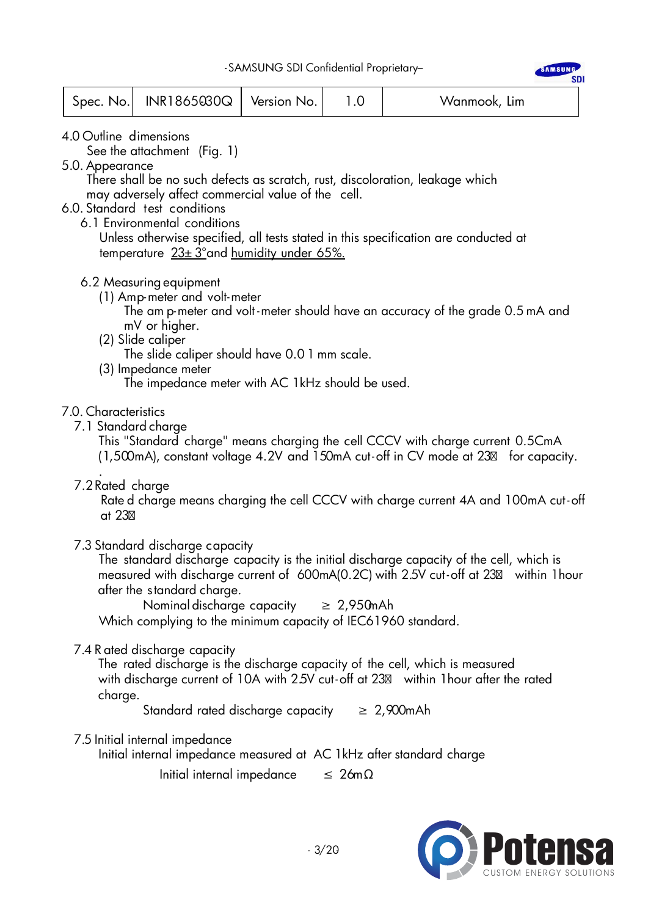| Spec. No. | INR18650-30Q | Version No. | 1.0 | Wanmook, Lim |
|---|---|---|---|---|

4.0 Outline dimensions

See the attachment (Fig. 1)

5.0. Appearance

There shall be no such defects as scratch, rust, discoloration, leakage which may adversely affect commercial value of the cell.

6.0. Standard test conditions

6.1 Environmental conditions

Unless otherwise specified, all tests stated in this specification are conducted at temperature 23± 3°and humidity under 65%.

6.2 Measuring equipment

(1) Amp-meter and volt-meter

The amp-meter and volt-meter should have an accuracy of the grade 0.5 mA and mV or higher.

(2) Slide caliper

The slide caliper should have 0.01 mm scale.

(3) Impedance meter

The impedance meter with AC 1kHz should be used.

7.0. Characteristics

7.1 Standard charge

This "Standard charge" means charging the cell CCCV with charge current 0.5CmA (1,500mA), constant voltage 4.2V and 150mA cut-off in CV mode at 23℃ for capacity.

7.2 Rated charge

Rated charge means charging the cell CCCV with charge current 4A and 100mA cut-off at 23℃

7.3 Standard discharge capacity

The standard discharge capacity is the initial discharge capacity of the cell, which is measured with discharge current of 600mA(0.2C) with 2.5V cut-off at 23℃ within 1hour after the standard charge.

Nominal discharge capacity ≥ 2,950mAh

Which complying to the minimum capacity of IEC61960 standard.

7.4 Rated discharge capacity

The rated discharge is the discharge capacity of the cell, which is measured with discharge current of 10A with 2.5V cut-off at 23℃ within 1hour after the rated charge.

Standard rated discharge capacity ≥ 2,900mAh

7.5 Initial internal impedance

Initial internal impedance measured at AC 1kHz after standard charge

Initial internal impedance ≤ 26mΩ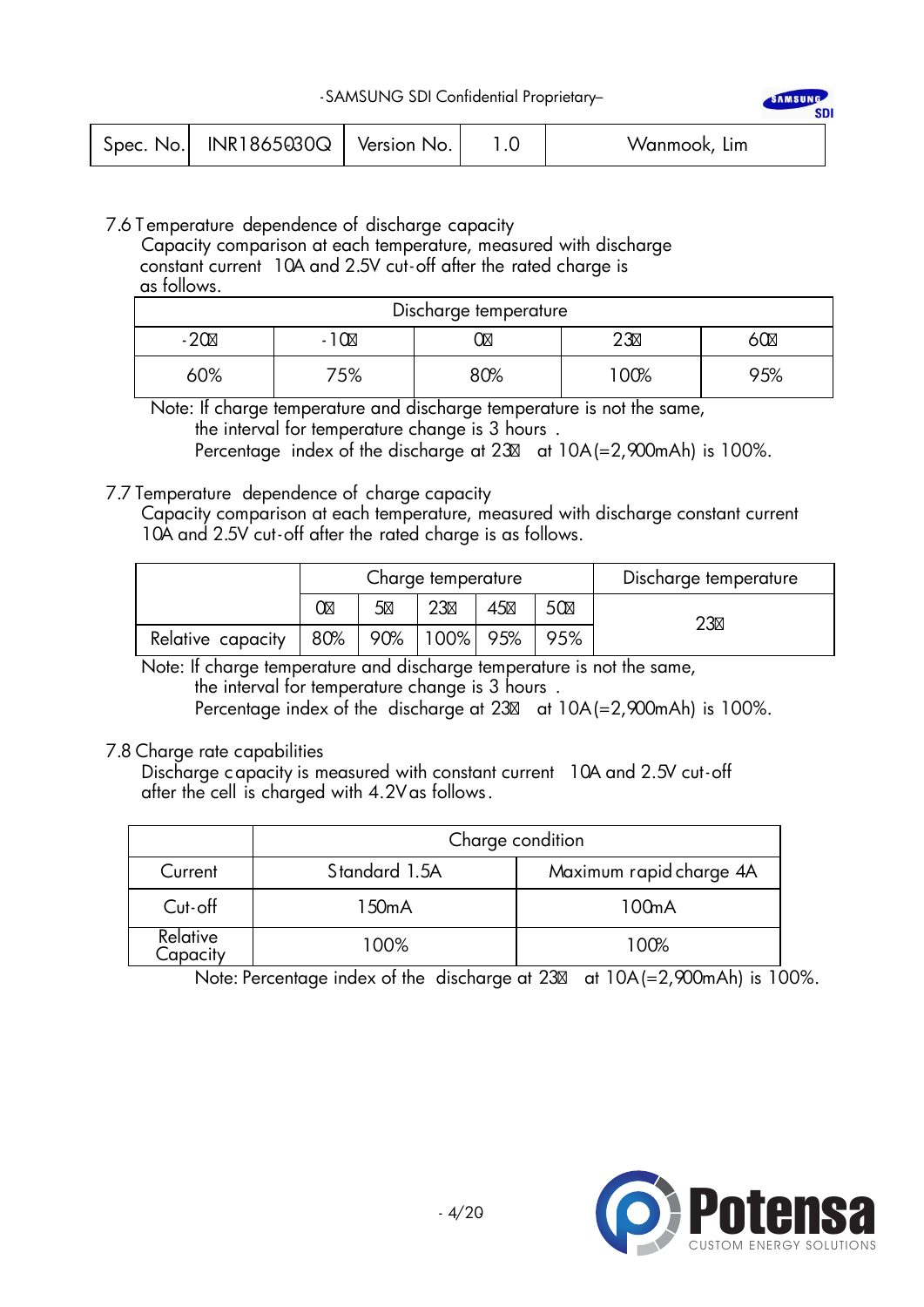| Spec. No. | INR18650-30Q | Version No. | 1.0 | Wanmook, Lim |
|---|---|---|---|---|

### 7.6 Temperature dependence of discharge capacity

Capacity comparison at each temperature, measured with discharge constant current 10A and 2.5V cut-off after the rated charge is as follows.

| Discharge temperature | | | | |
|---|---|---|---|---|
| -20℃ | -10℃ | 0℃ | 23℃ | 60℃ |
| 60% | 75% | 80% | 100% | 95% |

Note: If charge temperature and discharge temperature is not the same, the interval for temperature change is 3 hours .
Percentage index of the discharge at 23℃ at 10A(=2,900mAh) is 100%.

### 7.7 Temperature dependence of charge capacity

Capacity comparison at each temperature, measured with discharge constant current 10A and 2.5V cut-off after the rated charge is as follows.

| | Charge temperature | | | | | Discharge temperature |
|---|---|---|---|---|---|---|
| | 0℃ | 5℃ | 23℃ | 45℃ | 50℃ | 23℃ |
| Relative capacity | 80% | 90% | 100% | 95% | 95% | |

Note: If charge temperature and discharge temperature is not the same, the interval for temperature change is 3 hours .
Percentage index of the discharge at 23℃ at 10A(=2,900mAh) is 100%.

### 7.8 Charge rate capabilities

Discharge capacity is measured with constant current 10A and 2.5V cut-off after the cell is charged with 4.2V as follows.

| | Charge condition | |
|---|---|---|
| Current | Standard 1.5A | Maximum rapid charge 4A |
| Cut-off | 150mA | 100mA |
| Relative Capacity | 100% | 100% |

Note: Percentage index of the discharge at 23℃ at 10A(=2,900mAh) is 100%.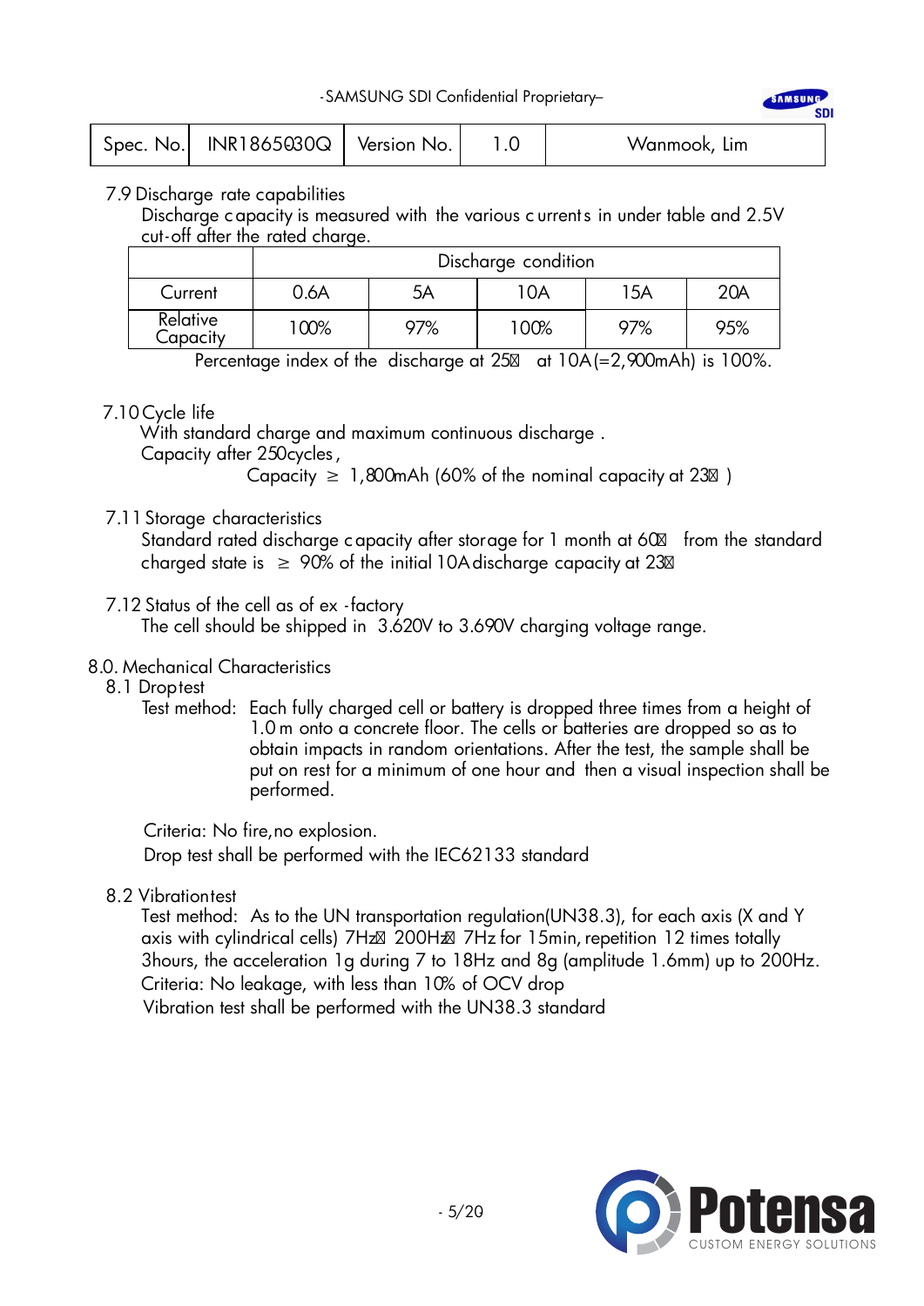7.9 Discharge rate capabilities

Discharge capacity is measured with the various currents in under table and 2.5V cut-off after the rated charge.

| | Discharge condition | | | | |
|---|---|---|---|---|---|
| Current | 0.6A | 5A | 10A | 15A | 20A |
| Relative Capacity | 100% | 97% | 100% | 97% | 95% |

Percentage index of the discharge at 25℃ at 10A(=2,900mAh) is 100%.

7.10 Cycle life

With standard charge and maximum continuous discharge .

Capacity after 250cycles ,

Capacity ≥ 1,800mAh (60% of the nominal capacity at 23℃ )

7.11 Storage characteristics

Standard rated discharge capacity after storage for 1 month at 60℃ from the standard charged state is ≥ 90% of the initial 10A discharge capacity at 23℃

7.12 Status of the cell as of ex -factory

The cell should be shipped in 3.620V to 3.690V charging voltage range.

8.0. Mechanical Characteristics

8.1 Drop test

Test method: Each fully charged cell or battery is dropped three times from a height of 1.0 m onto a concrete floor. The cells or batteries are dropped so as to obtain impacts in random orientations. After the test, the sample shall be put on rest for a minimum of one hour and then a visual inspection shall be performed.

Criteria: No fire, no explosion.

Drop test shall be performed with the IEC62133 standard

8.2 Vibration test

Test method: As to the UN transportation regulation(UN38.3), for each axis (X and Y axis with cylindrical cells) 7Hz→ 200Hz→ 7Hz for 15min, repetition 12 times totally 3hours, the acceleration 1g during 7 to 18Hz and 8g (amplitude 1.6mm) up to 200Hz.

Criteria: No leakage, with less than 10% of OCV drop

Vibration test shall be performed with the UN38.3 standard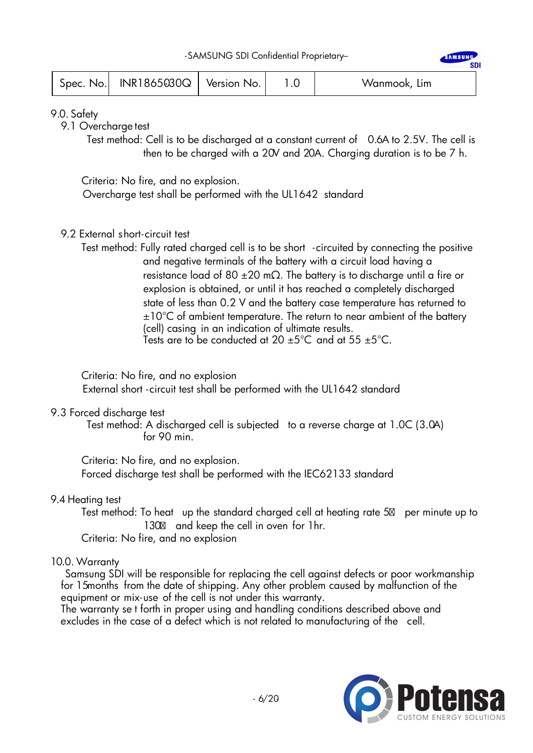## 9.0. Safety

### 9.1 Overcharge test

Test method: Cell is to be discharged at a constant current of 0.6A to 2.5V. The cell is then to be charged with a 20V and 20A. Charging duration is to be 7 h.

Criteria: No fire, and no explosion.
Overcharge test shall be performed with the UL1642 standard

### 9.2 External short-circuit test

Test method: Fully rated charged cell is to be short -circuited by connecting the positive and negative terminals of the battery with a circuit load having a resistance load of 80 ±20 mΩ. The battery is to discharge until a fire or explosion is obtained, or until it has reached a completely discharged state of less than 0.2 V and the battery case temperature has returned to ±10°C of ambient temperature. The return to near ambient of the battery (cell) casing in an indication of ultimate results.
Tests are to be conducted at 20 ±5°C and at 55 ±5°C.

Criteria: No fire, and no explosion
External short -circuit test shall be performed with the UL1642 standard

### 9.3 Forced discharge test

Test method: A discharged cell is subjected to a reverse charge at 1.0C (3.0A) for 90 min.

Criteria: No fire, and no explosion.
Forced discharge test shall be performed with the IEC62133 standard

### 9.4 Heating test

Test method: To heat up the standard charged cell at heating rate 5℃ per minute up to 130℃ and keep the cell in oven for 1hr.
Criteria: No fire, and no explosion

## 10.0. Warranty

Samsung SDI will be responsible for replacing the cell against defects or poor workmanship for 15months from the date of shipping. Any other problem caused by malfunction of the equipment or mix-use of the cell is not under this warranty.
The warranty se t forth in proper using and handling conditions described above and excludes in the case of a defect which is not related to manufacturing of the cell.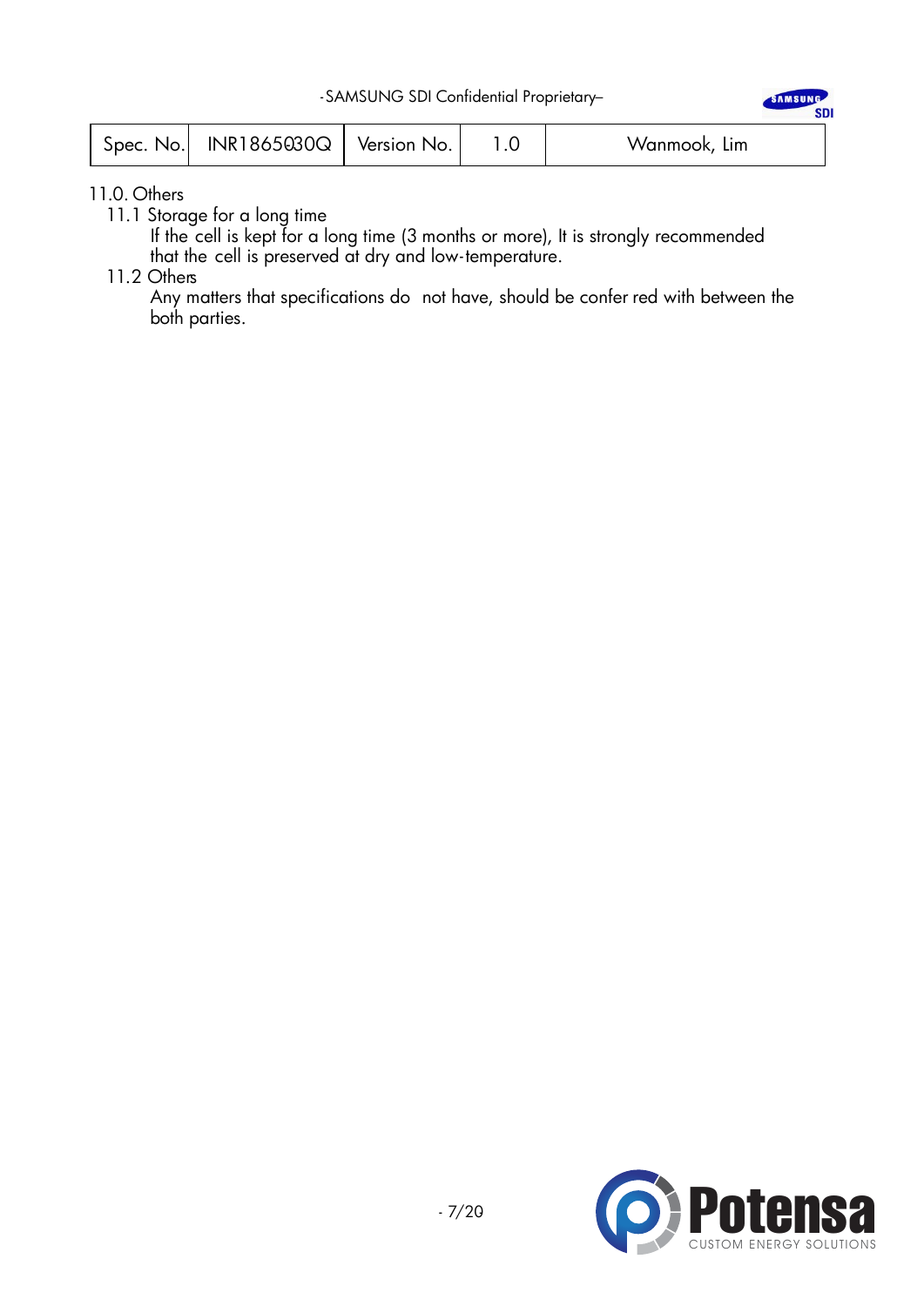11.0. Others

11.1 Storage for a long time

If the cell is kept for a long time (3 months or more), It is strongly recommended that the cell is preserved at dry and low-temperature.

11.2 Others

Any matters that specifications do not have, should be confer red with between the both parties.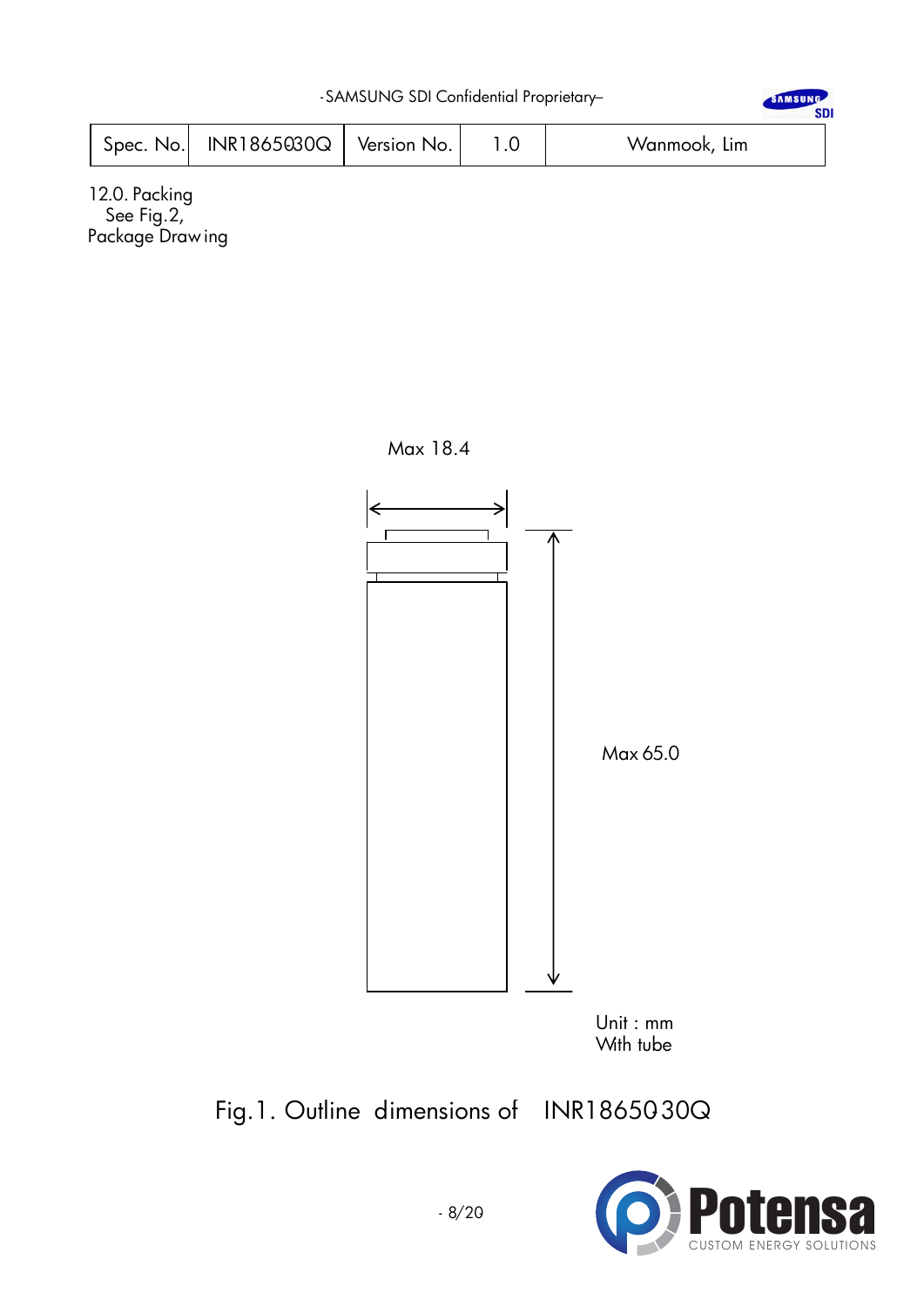12.0. Packing
See Fig.2,
Package Drawing

Max 18.4

Max 65.0

Unit : mm
With tube

Fig.1. Outline dimensions of INR1865030Q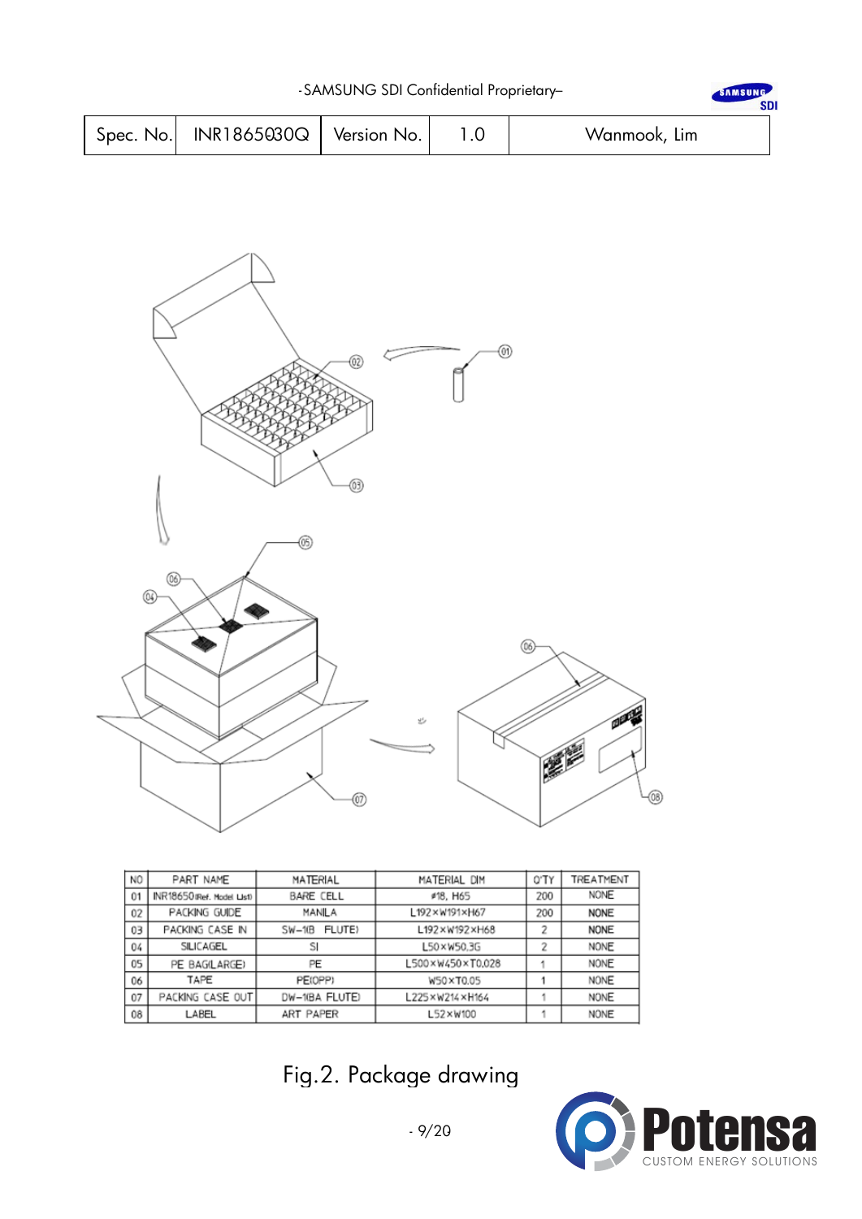| Spec. No. | INR18650 30Q | Version No. | 1.0 | Wanmook, Lim |
|---|---|---|---|---|

| NO | PART NAME | MATERIAL | MATERIAL DIM | Q'TY | TREATMENT |
|---|---|---|---|---|---|
| 01 | INR18650(Ref. Model List) | BARE CELL | ø18, H65 | 200 | NONE |
| 02 | PACKING GUIDE | MANILA | L192×W191×H67 | 200 | NONE |
| 03 | PACKING CASE IN | SW-1(B FLUTE) | L192×W192×H68 | 2 | NONE |
| 04 | SILICAGEL | SI | L50×W50.3G | 2 | NONE |
| 05 | PE BAG(LARGE) | PE | L500×W450×T0.028 | 1 | NONE |
| 06 | TAPE | PE(OPP) | W50×T0.05 | 1 | NONE |
| 07 | PACKING CASE OUT | DW-1(BA FLUTE) | L225×W214×H164 | 1 | NONE |
| 08 | LABEL | ART PAPER | L52×W100 | 1 | NONE |

Fig.2. Package drawing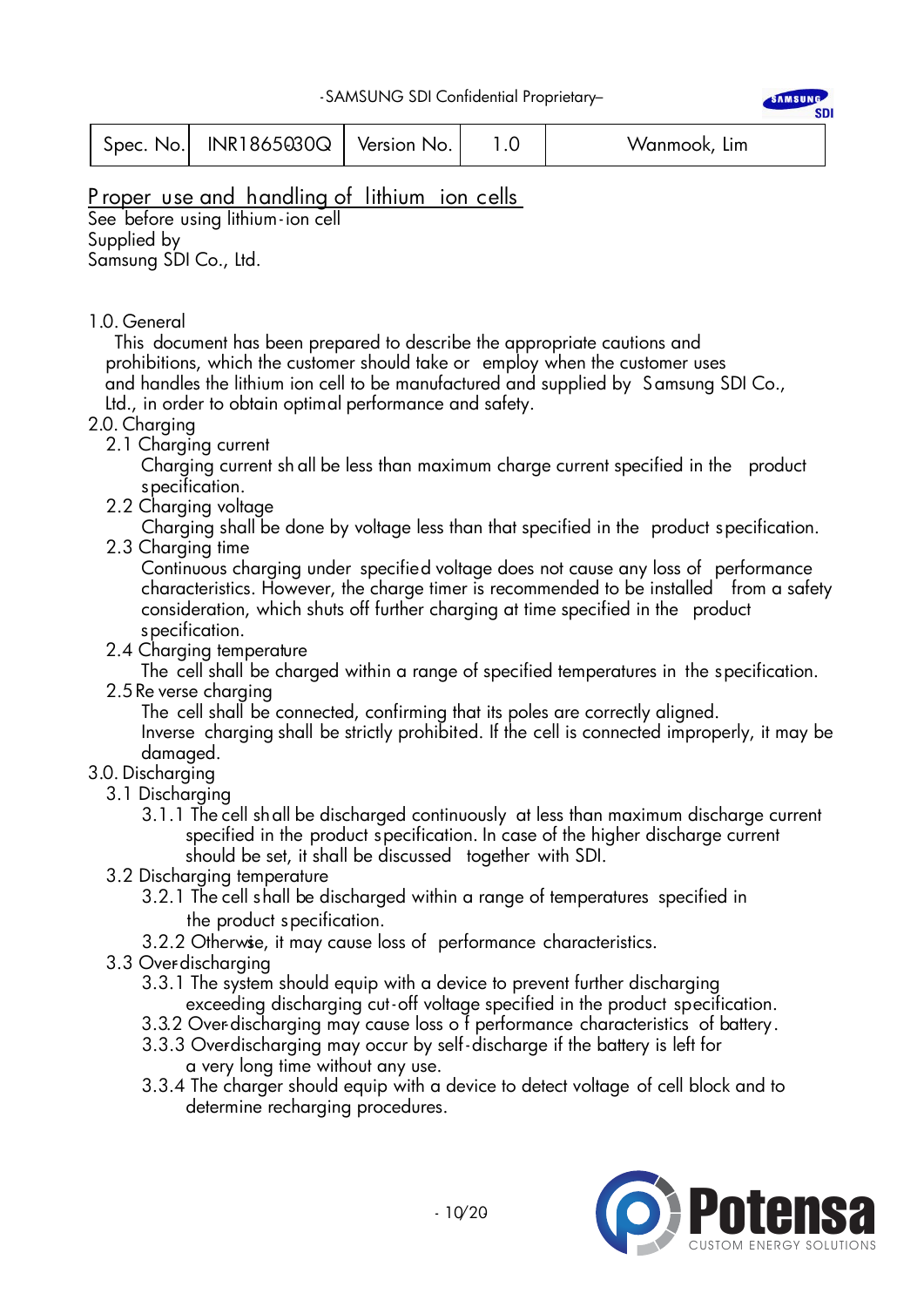| Spec. No. | INR18650 30Q | Version No. | 1.0 | Wanmook, Lim |
|---|---|---|---|---|

## Proper use and handling of lithium ion cells

See before using lithium-ion cell
Supplied by
Samsung SDI Co., Ltd.

### 1.0. General

This document has been prepared to describe the appropriate cautions and prohibitions, which the customer should take or employ when the customer uses and handles the lithium ion cell to be manufactured and supplied by Samsung SDI Co., Ltd., in order to obtain optimal performance and safety.

### 2.0. Charging

2.1 Charging current
Charging current shall be less than maximum charge current specified in the product specification.

2.2 Charging voltage
Charging shall be done by voltage less than that specified in the product specification.

2.3 Charging time
Continuous charging under specified voltage does not cause any loss of performance characteristics. However, the charge timer is recommended to be installed from a safety consideration, which shuts off further charging at time specified in the product specification.

2.4 Charging temperature
The cell shall be charged within a range of specified temperatures in the specification.

2.5 Reverse charging
The cell shall be connected, confirming that its poles are correctly aligned.
Inverse charging shall be strictly prohibited. If the cell is connected improperly, it may be damaged.

### 3.0. Discharging

3.1 Discharging

3.1.1 The cell shall be discharged continuously at less than maximum discharge current specified in the product specification. In case of the higher discharge current should be set, it shall be discussed together with SDI.

3.2 Discharging temperature

3.2.1 The cell shall be discharged within a range of temperatures specified in the product specification.

3.2.2 Otherwise, it may cause loss of performance characteristics.

3.3 Over-discharging

3.3.1 The system should equip with a device to prevent further discharging exceeding discharging cut-off voltage specified in the product specification.

3.3.2 Over-discharging may cause loss of performance characteristics of battery.

3.3.3 Over-discharging may occur by self-discharge if the battery is left for a very long time without any use.

3.3.4 The charger should equip with a device to detect voltage of cell block and to determine recharging procedures.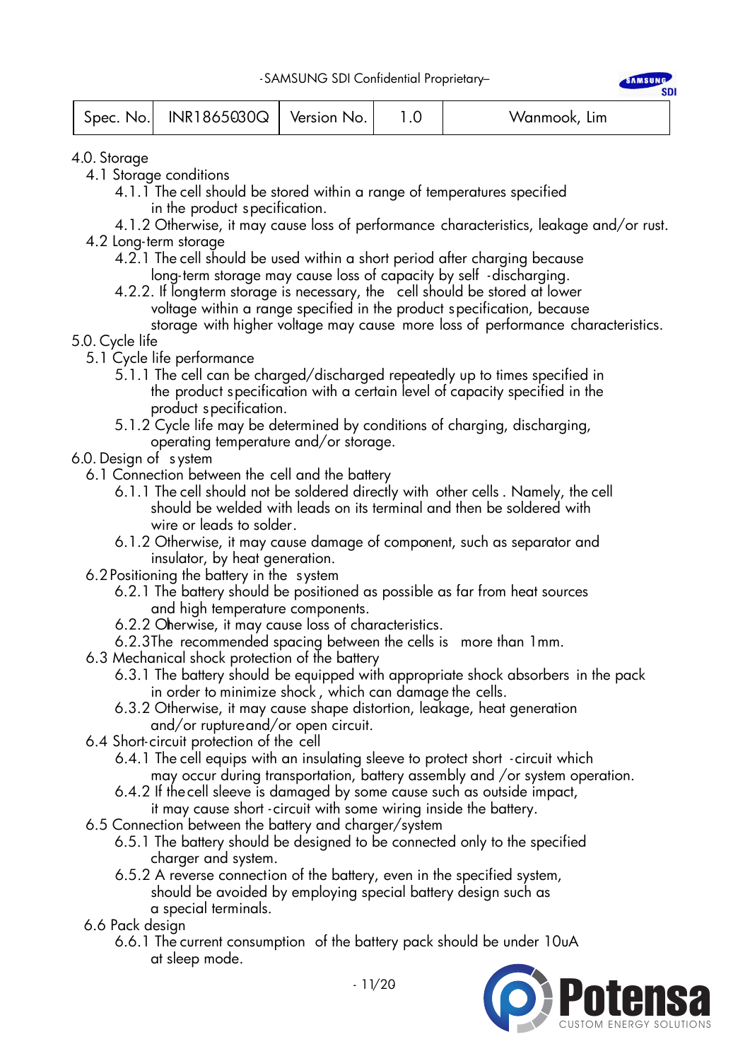4.0. Storage

4.1 Storage conditions

4.1.1 The cell should be stored within a range of temperatures specified in the product specification.

4.1.2 Otherwise, it may cause loss of performance characteristics, leakage and/or rust.

4.2 Long-term storage

4.2.1 The cell should be used within a short period after charging because long-term storage may cause loss of capacity by self -discharging.

4.2.2. If longterm storage is necessary, the cell should be stored at lower voltage within a range specified in the product specification, because storage with higher voltage may cause more loss of performance characteristics.

5.0. Cycle life

5.1 Cycle life performance

5.1.1 The cell can be charged/discharged repeatedly up to times specified in the product specification with a certain level of capacity specified in the product specification.

5.1.2 Cycle life may be determined by conditions of charging, discharging, operating temperature and/or storage.

6.0. Design of system

6.1 Connection between the cell and the battery

6.1.1 The cell should not be soldered directly with other cells. Namely, the cell should be welded with leads on its terminal and then be soldered with wire or leads to solder.

6.1.2 Otherwise, it may cause damage of component, such as separator and insulator, by heat generation.

6.2 Positioning the battery in the system

6.2.1 The battery should be positioned as possible as far from heat sources and high temperature components.

6.2.2 Otherwise, it may cause loss of characteristics.

6.2.3 The recommended spacing between the cells is more than 1mm.

6.3 Mechanical shock protection of the battery

6.3.1 The battery should be equipped with appropriate shock absorbers in the pack in order to minimize shock, which can damage the cells.

6.3.2 Otherwise, it may cause shape distortion, leakage, heat generation and/or rupture and/or open circuit.

6.4 Short-circuit protection of the cell

6.4.1 The cell equips with an insulating sleeve to protect short -circuit which may occur during transportation, battery assembly and /or system operation.

6.4.2 If the cell sleeve is damaged by some cause such as outside impact, it may cause short -circuit with some wiring inside the battery.

6.5 Connection between the battery and charger/system

6.5.1 The battery should be designed to be connected only to the specified charger and system.

6.5.2 A reverse connection of the battery, even in the specified system, should be avoided by employing special battery design such as a special terminals.

6.6 Pack design

6.6.1 The current consumption of the battery pack should be under 10uA at sleep mode.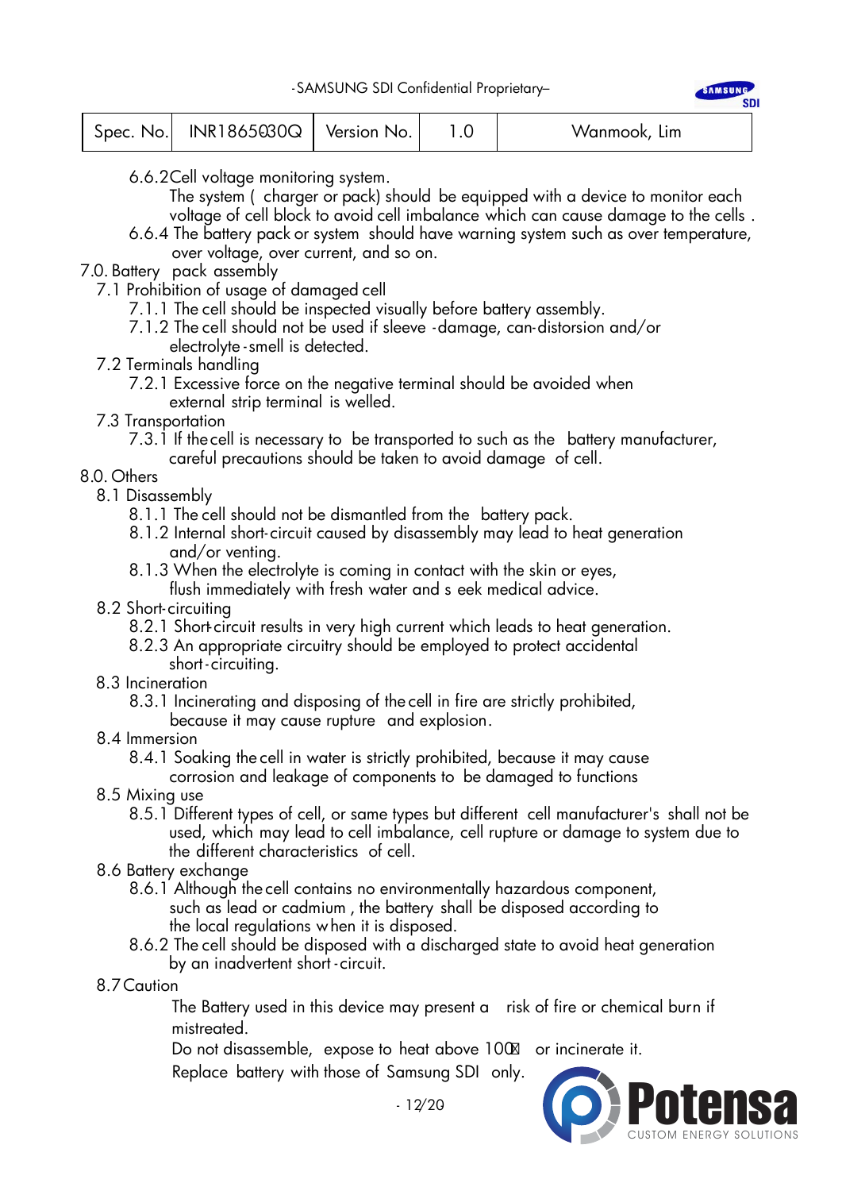6.6.2 Cell voltage monitoring system.
The system ( charger or pack) should be equipped with a device to monitor each voltage of cell block to avoid cell imbalance which can cause damage to the cells .

6.6.4 The battery pack or system should have warning system such as over temperature, over voltage, over current, and so on.

7.0. Battery pack assembly

7.1 Prohibition of usage of damaged cell

7.1.1 The cell should be inspected visually before battery assembly.

7.1.2 The cell should not be used if sleeve -damage, can-distorsion and/or electrolyte-smell is detected.

7.2 Terminals handling

7.2.1 Excessive force on the negative terminal should be avoided when external strip terminal is welled.

7.3 Transportation

7.3.1 If the cell is necessary to be transported to such as the battery manufacturer, careful precautions should be taken to avoid damage of cell.

8.0. Others

8.1 Disassembly

8.1.1 The cell should not be dismantled from the battery pack.

8.1.2 Internal short-circuit caused by disassembly may lead to heat generation and/or venting.

8.1.3 When the electrolyte is coming in contact with the skin or eyes, flush immediately with fresh water and s eek medical advice.

8.2 Short-circuiting

8.2.1 Short-circuit results in very high current which leads to heat generation.

8.2.3 An appropriate circuitry should be employed to protect accidental short-circuiting.

8.3 Incineration

8.3.1 Incinerating and disposing of the cell in fire are strictly prohibited, because it may cause rupture and explosion.

8.4 Immersion

8.4.1 Soaking the cell in water is strictly prohibited, because it may cause corrosion and leakage of components to be damaged to functions

8.5 Mixing use

8.5.1 Different types of cell, or same types but different cell manufacturer's shall not be used, which may lead to cell imbalance, cell rupture or damage to system due to the different characteristics of cell.

8.6 Battery exchange

8.6.1 Although the cell contains no environmentally hazardous component, such as lead or cadmium , the battery shall be disposed according to the local regulations when it is disposed.

8.6.2 The cell should be disposed with a discharged state to avoid heat generation by an inadvertent short-circuit.

8.7 Caution

The Battery used in this device may present a risk of fire or chemical burn if mistreated.

Do not disassemble, expose to heat above 100℃ or incinerate it.

Replace battery with those of Samsung SDI only.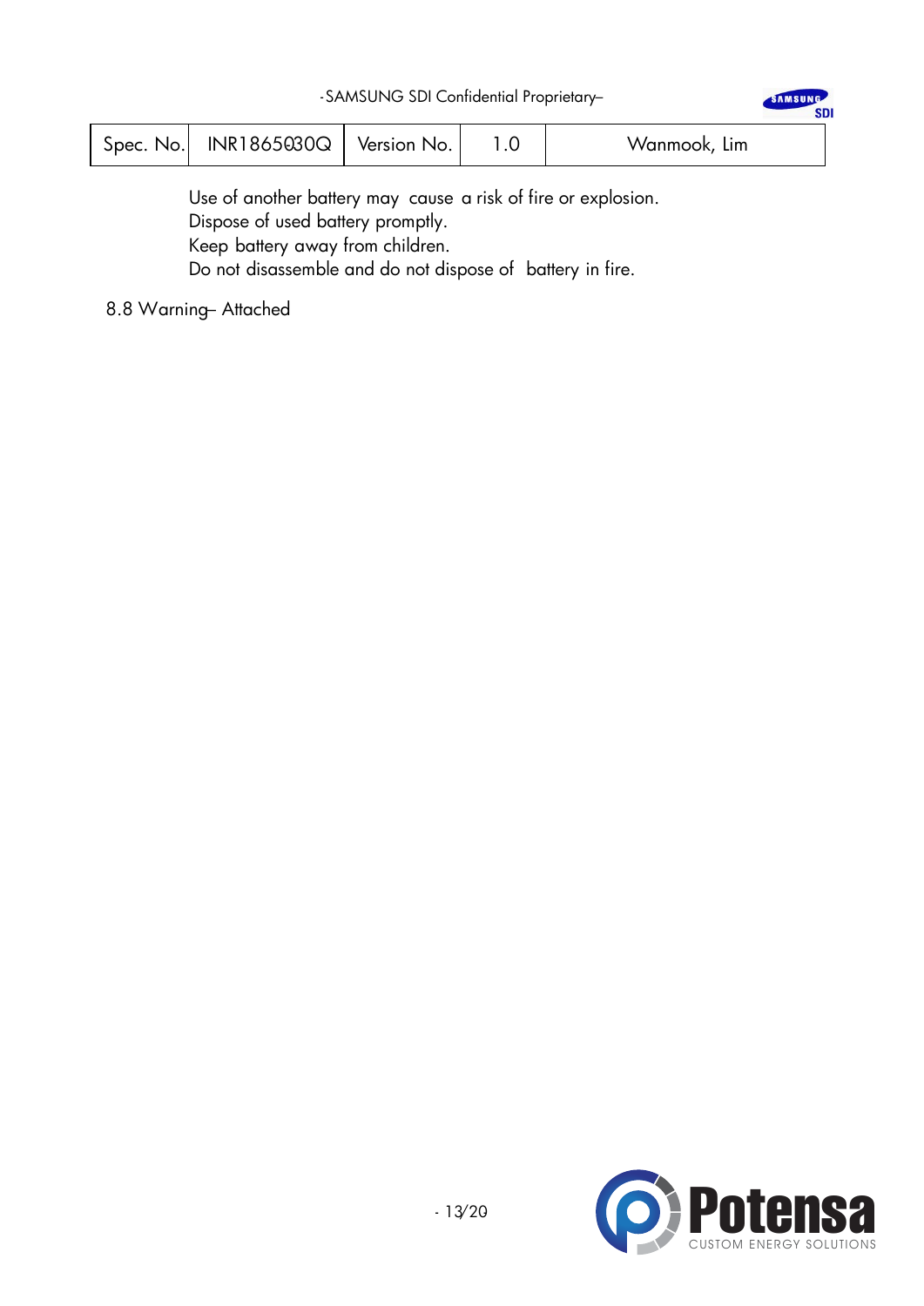Use of another battery may cause a risk of fire or explosion.
Dispose of used battery promptly.
Keep battery away from children.
Do not disassemble and do not dispose of battery in fire.

8.8 Warning– Attached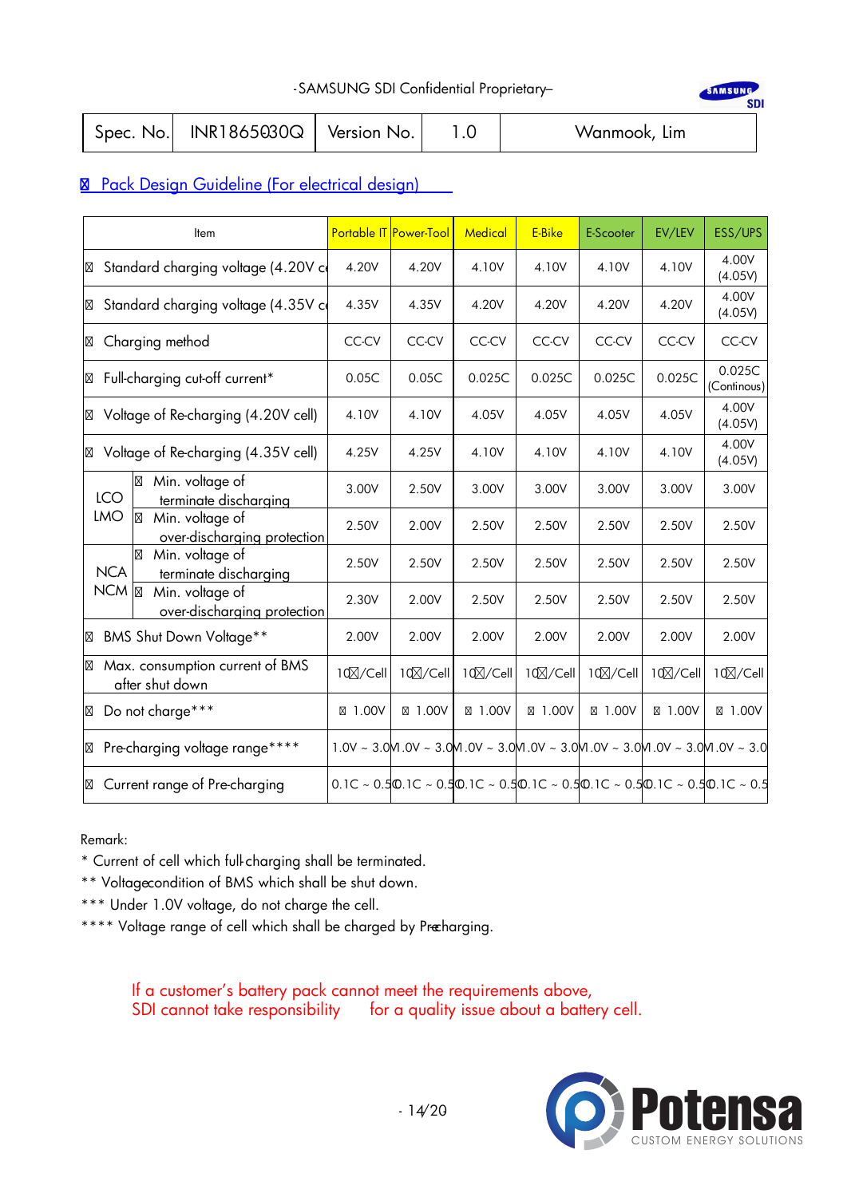## Pack Design Guideline (For electrical design)

| Item | | Portable IT | Power-Tool | Medical | E-Bike | E-Scooter | EV/LEV | ESS/UPS |
|---|---|---|---|---|---|---|---|---|
| Standard charging voltage (4.20V c | | 4.20V | 4.20V | 4.10V | 4.10V | 4.10V | 4.10V | 4.00V (4.05V) |
| Standard charging voltage (4.35V c | | 4.35V | 4.35V | 4.20V | 4.20V | 4.20V | 4.20V | 4.00V (4.05V) |
| Charging method | | CC-CV | CC-CV | CC-CV | CC-CV | CC-CV | CC-CV | CC-CV |
| Full-charging cut-off current* | | 0.05C | 0.05C | 0.025C | 0.025C | 0.025C | 0.025C | 0.025C (Continous) |
| Voltage of Re-charging (4.20V cell) | | 4.10V | 4.10V | 4.05V | 4.05V | 4.05V | 4.05V | 4.00V (4.05V) |
| Voltage of Re-charging (4.35V cell) | | 4.25V | 4.25V | 4.10V | 4.10V | 4.10V | 4.10V | 4.00V (4.05V) |
| LCO LMO | Min. voltage of terminate discharging | 3.00V | 2.50V | 3.00V | 3.00V | 3.00V | 3.00V | 3.00V |
| | Min. voltage of over-discharging protection | 2.50V | 2.00V | 2.50V | 2.50V | 2.50V | 2.50V | 2.50V |
| NCA NCM | Min. voltage of terminate discharging | 2.50V | 2.50V | 2.50V | 2.50V | 2.50V | 2.50V | 2.50V |
| | Min. voltage of over-discharging protection | 2.30V | 2.00V | 2.50V | 2.50V | 2.50V | 2.50V | 2.50V |
| BMS Shut Down Voltage** | | 2.00V | 2.00V | 2.00V | 2.00V | 2.00V | 2.00V | 2.00V |
| Max. consumption current of BMS after shut down | | 10⊠/Cell | 10⊠/Cell | 10⊠/Cell | 10⊠/Cell | 10⊠/Cell | 10⊠/Cell | 10⊠/Cell |
| Do not charge*** | | ⊠ 1.00V | ⊠ 1.00V | ⊠ 1.00V | ⊠ 1.00V | ⊠ 1.00V | ⊠ 1.00V | ⊠ 1.00V |
| Pre-charging voltage range**** | | 1.0V ~ 3.0V | 1.0V ~ 3.0V | 1.0V ~ 3.0V | 1.0V ~ 3.0V | 1.0V ~ 3.0V | 1.0V ~ 3.0V | 1.0V ~ 3.0 |
| Current range of Pre-charging | | 0.1C ~ 0.5C | 0.1C ~ 0.5C | 0.1C ~ 0.5C | 0.1C ~ 0.5C | 0.1C ~ 0.5C | 0.1C ~ 0.5C | 0.1C ~ 0.5 |

Remark:

\* Current of cell which full-charging shall be terminated.

\*\* Voltage condition of BMS which shall be shut down.

\*\*\* Under 1.0V voltage, do not charge the cell.

\*\*\*\* Voltage range of cell which shall be charged by Pre-charging.

If a customer's battery pack cannot meet the requirements above,
SDI cannot take responsibility for a quality issue about a battery cell.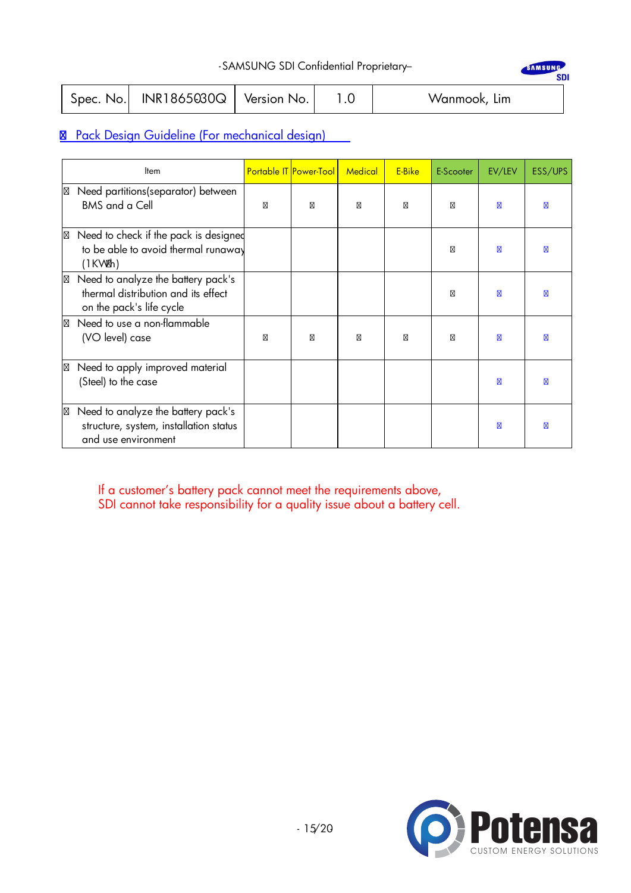| Spec. No. | INR18650 30Q | Version No. | 1.0 | Wanmook, Lim |
|---|---|---|---|---|

## Pack Design Guideline (For mechanical design)

| Item | Portable IT | Power-Tool | Medical | E-Bike | E-Scooter | EV/LEV | ESS/UPS |
|---|---|---|---|---|---|---|---|
| Need partitions(separator) between BMS and a Cell | ● | ● | ● | ● | ● | ● | ● |
| Need to check if the pack is designed to be able to avoid thermal runaway (1KWh) | | | | | ● | ● | ● |
| Need to analyze the battery pack's thermal distribution and its effect on the pack's life cycle | | | | | ● | ● | ● |
| Need to use a non-flammable (VO level) case | ● | ● | ● | ● | ● | ● | ● |
| Need to apply improved material (Steel) to the case | | | | | | ● | ● |
| Need to analyze the battery pack's structure, system, installation status and use environment | | | | | | ● | ● |

If a customer's battery pack cannot meet the requirements above,
SDI cannot take responsibility for a quality issue about a battery cell.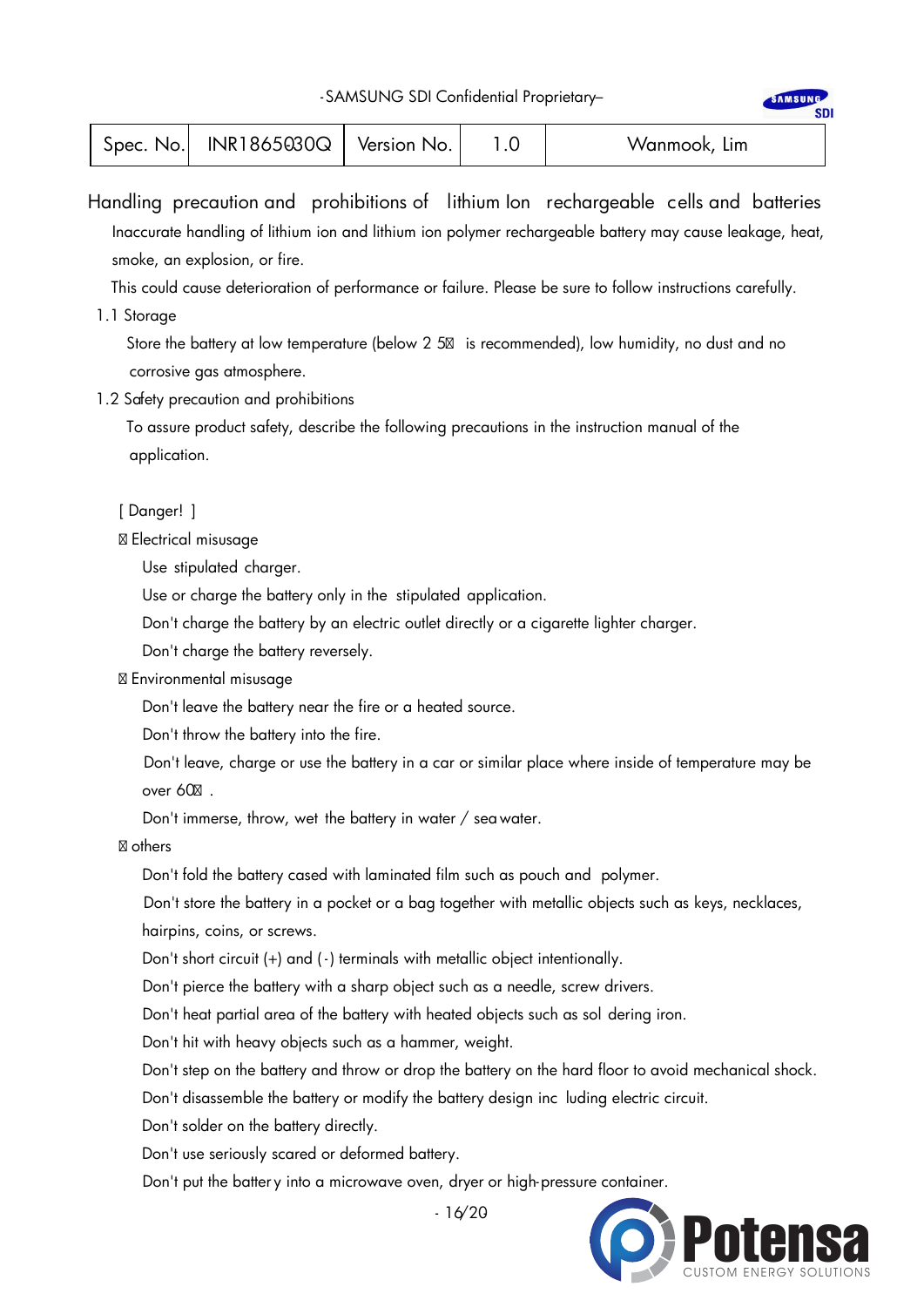| Spec. No. | INR18650-30Q | Version No. | 1.0 | Wanmook, Lim |
|---|---|---|---|---|

## Handling precaution and prohibitions of lithium Ion rechargeable cells and batteries

Inaccurate handling of lithium ion and lithium ion polymer rechargeable battery may cause leakage, heat, smoke, an explosion, or fire.

This could cause deterioration of performance or failure. Please be sure to follow instructions carefully.

### 1.1 Storage

Store the battery at low temperature (below 25℃ is recommended), low humidity, no dust and no corrosive gas atmosphere.

### 1.2 Safety precaution and prohibitions

To assure product safety, describe the following precautions in the instruction manual of the application.

[ Danger! ]

- Electrical misusage
  - Use stipulated charger.
  - Use or charge the battery only in the stipulated application.
  - Don't charge the battery by an electric outlet directly or a cigarette lighter charger.
  - Don't charge the battery reversely.
- Environmental misusage
  - Don't leave the battery near the fire or a heated source.
  - Don't throw the battery into the fire.
  - Don't leave, charge or use the battery in a car or similar place where inside of temperature may be over 60℃.
  - Don't immerse, throw, wet the battery in water / sea water.
- others
  - Don't fold the battery cased with laminated film such as pouch and polymer.
  - Don't store the battery in a pocket or a bag together with metallic objects such as keys, necklaces, hairpins, coins, or screws.
  - Don't short circuit (+) and (-) terminals with metallic object intentionally.
  - Don't pierce the battery with a sharp object such as a needle, screw drivers.
  - Don't heat partial area of the battery with heated objects such as soldering iron.
  - Don't hit with heavy objects such as a hammer, weight.
  - Don't step on the battery and throw or drop the battery on the hard floor to avoid mechanical shock.
  - Don't disassemble the battery or modify the battery design including electric circuit.
  - Don't solder on the battery directly.
  - Don't use seriously scared or deformed battery.
  - Don't put the battery into a microwave oven, dryer or high-pressure container.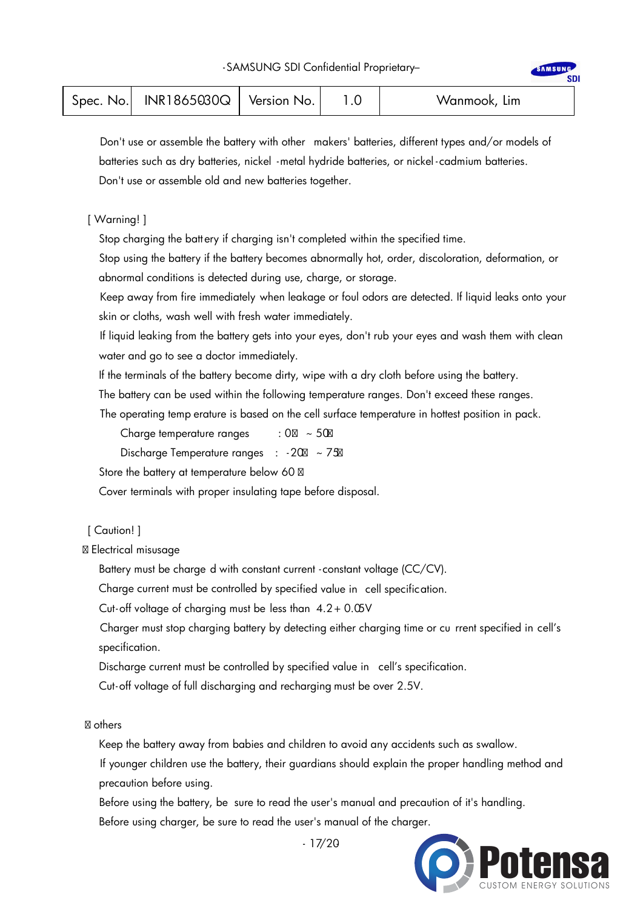Don't use or assemble the battery with other makers' batteries, different types and/or models of batteries such as dry batteries, nickel -metal hydride batteries, or nickel-cadmium batteries.

Don't use or assemble old and new batteries together.

[ Warning! ]

Stop charging the battery if charging isn't completed within the specified time.

Stop using the battery if the battery becomes abnormally hot, order, discoloration, deformation, or abnormal conditions is detected during use, charge, or storage.

Keep away from fire immediately when leakage or foul odors are detected. If liquid leaks onto your skin or cloths, wash well with fresh water immediately.

If liquid leaking from the battery gets into your eyes, don't rub your eyes and wash them with clean water and go to see a doctor immediately.

If the terminals of the battery become dirty, wipe with a dry cloth before using the battery.

The battery can be used within the following temperature ranges. Don't exceed these ranges.

The operating temperature is based on the cell surface temperature in hottest position in pack.

- Charge temperature ranges : 0℃ ~ 50℃
- Discharge Temperature ranges : -20℃ ~ 75℃

Store the battery at temperature below 60 ℃

Cover terminals with proper insulating tape before disposal.

[ Caution! ]

- Electrical misusage

Battery must be charged with constant current -constant voltage (CC/CV).

Charge current must be controlled by specified value in cell specification.

Cut-off voltage of charging must be less than 4.2 + 0.05V

Charger must stop charging battery by detecting either charging time or current specified in cell's specification.

Discharge current must be controlled by specified value in cell's specification.

Cut-off voltage of full discharging and recharging must be over 2.5V.

- others

Keep the battery away from babies and children to avoid any accidents such as swallow.

If younger children use the battery, their guardians should explain the proper handling method and precaution before using.

Before using the battery, be sure to read the user's manual and precaution of it's handling.

Before using charger, be sure to read the user's manual of the charger.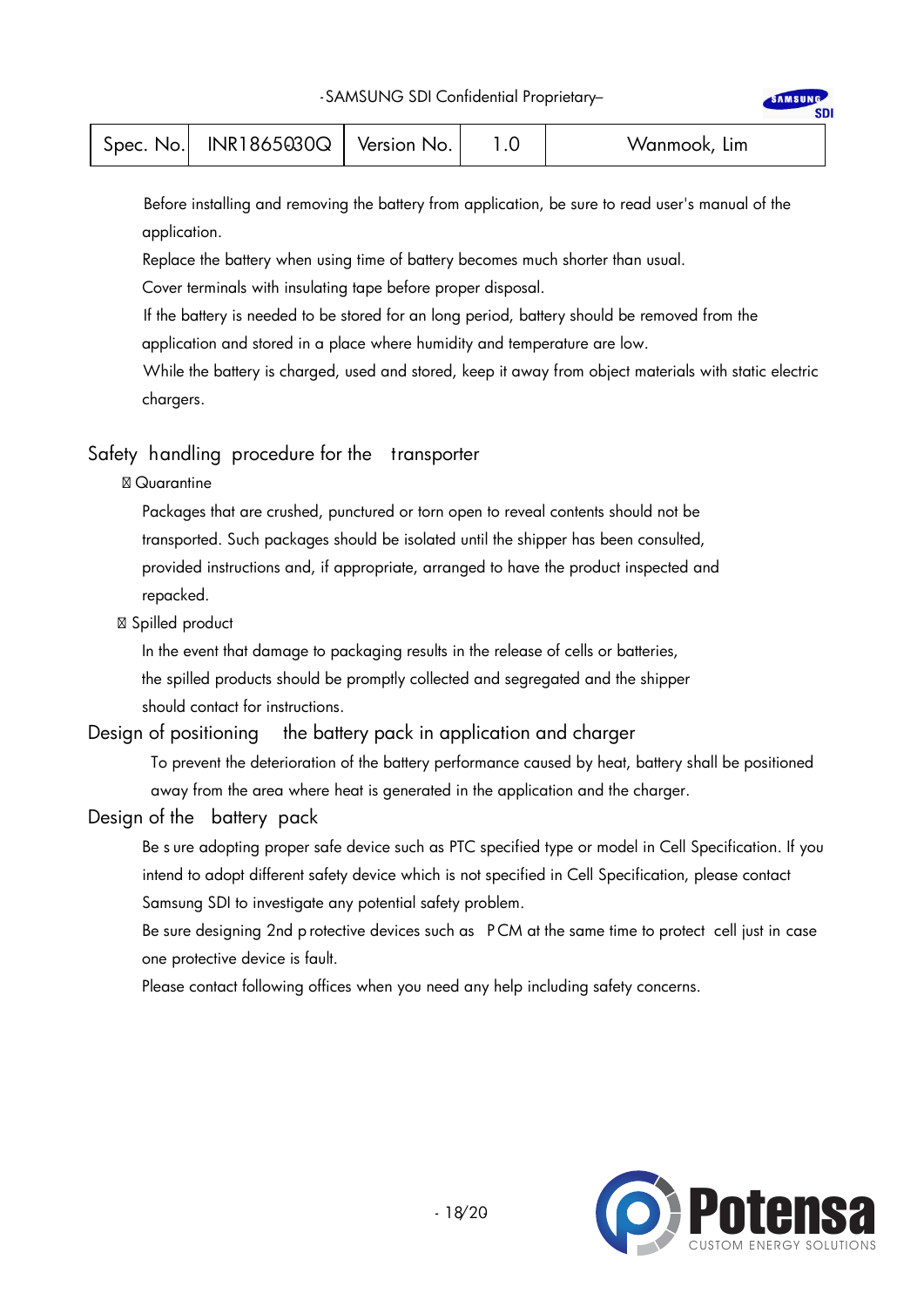Before installing and removing the battery from application, be sure to read user's manual of the application.

Replace the battery when using time of battery becomes much shorter than usual.

Cover terminals with insulating tape before proper disposal.

If the battery is needed to be stored for an long period, battery should be removed from the application and stored in a place where humidity and temperature are low.

While the battery is charged, used and stored, keep it away from object materials with static electric chargers.

## Safety handling procedure for the transporter

- Quarantine

  Packages that are crushed, punctured or torn open to reveal contents should not be transported. Such packages should be isolated until the shipper has been consulted, provided instructions and, if appropriate, arranged to have the product inspected and repacked.

- Spilled product

  In the event that damage to packaging results in the release of cells or batteries, the spilled products should be promptly collected and segregated and the shipper should contact for instructions.

## Design of positioning the battery pack in application and charger

To prevent the deterioration of the battery performance caused by heat, battery shall be positioned away from the area where heat is generated in the application and the charger.

## Design of the battery pack

Be sure adopting proper safe device such as PTC specified type or model in Cell Specification. If you intend to adopt different safety device which is not specified in Cell Specification, please contact Samsung SDI to investigate any potential safety problem.

Be sure designing 2nd protective devices such as PCM at the same time to protect cell just in case one protective device is fault.

Please contact following offices when you need any help including safety concerns.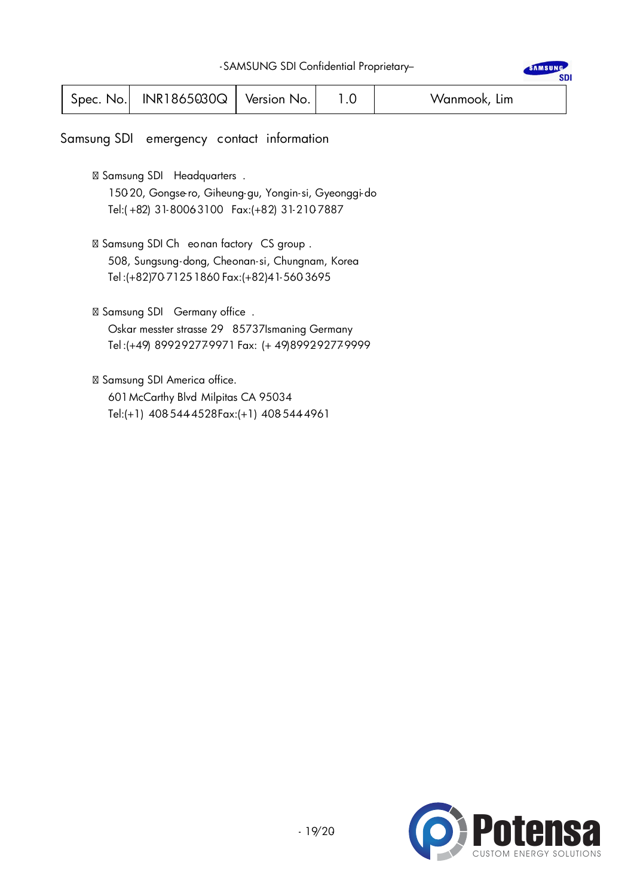| Spec. No. | INR18650-30Q | Version No. | 1.0 | Wanmook, Lim |
| --- | --- | --- | --- | --- |

## Samsung SDI emergency contact information

- Samsung SDI Headquarters .
  150-20, Gongse-ro, Giheung-gu, Yongin-si, Gyeonggi-do
  Tel:( +82) 31-8006-3100 Fax:(+82) 31-210-7887

- Samsung SDI Cheonan factory CS group .
  508, Sungsung-dong, Cheonan-si, Chungnam, Korea
  Tel :(+82)70-7125-1860 Fax:(+82)41-560-3695

- Samsung SDI Germany office .
  Oskar messter strasse 29 85737Ismaning Germany
  Tel :(+49) 89929277-9971 Fax: (+ 49)89929277-9999

- Samsung SDI America office.
  601 McCarthy Blvd Milpitas CA 95034
  Tel:(+1) 408-544-4528Fax:(+1) 408-544-4961